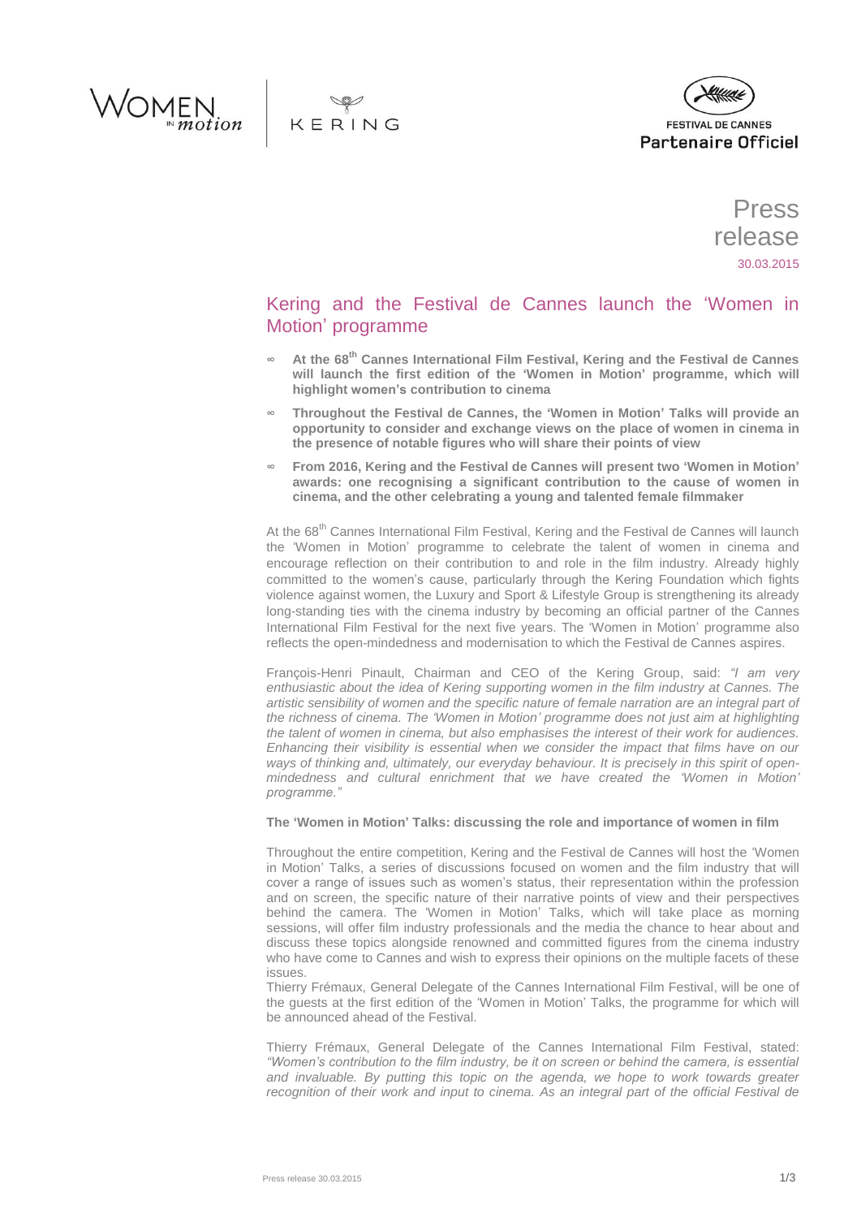WOMEN IN motion | KERING

FESTIVAL DE CANNES
Partenaire Officiel

Press release
30.03.2015

# Kering and the Festival de Cannes launch the 'Women in Motion' programme

- **At the 68th Cannes International Film Festival, Kering and the Festival de Cannes will launch the first edition of the 'Women in Motion' programme, which will highlight women's contribution to cinema**
- **Throughout the Festival de Cannes, the 'Women in Motion' Talks will provide an opportunity to consider and exchange views on the place of women in cinema in the presence of notable figures who will share their points of view**
- **From 2016, Kering and the Festival de Cannes will present two 'Women in Motion' awards: one recognising a significant contribution to the cause of women in cinema, and the other celebrating a young and talented female filmmaker**

At the 68th Cannes International Film Festival, Kering and the Festival de Cannes will launch the 'Women in Motion' programme to celebrate the talent of women in cinema and encourage reflection on their contribution to and role in the film industry. Already highly committed to the women's cause, particularly through the Kering Foundation which fights violence against women, the Luxury and Sport & Lifestyle Group is strengthening its already long-standing ties with the cinema industry by becoming an official partner of the Cannes International Film Festival for the next five years. The 'Women in Motion' programme also reflects the open-mindedness and modernisation to which the Festival de Cannes aspires.

François-Henri Pinault, Chairman and CEO of the Kering Group, said: *"I am very enthusiastic about the idea of Kering supporting women in the film industry at Cannes. The artistic sensibility of women and the specific nature of female narration are an integral part of the richness of cinema. The 'Women in Motion' programme does not just aim at highlighting the talent of women in cinema, but also emphasises the interest of their work for audiences. Enhancing their visibility is essential when we consider the impact that films have on our ways of thinking and, ultimately, our everyday behaviour. It is precisely in this spirit of open-mindedness and cultural enrichment that we have created the 'Women in Motion' programme."*

**The 'Women in Motion' Talks: discussing the role and importance of women in film**

Throughout the entire competition, Kering and the Festival de Cannes will host the 'Women in Motion' Talks, a series of discussions focused on women and the film industry that will cover a range of issues such as women's status, their representation within the profession and on screen, the specific nature of their narrative points of view and their perspectives behind the camera. The 'Women in Motion' Talks, which will take place as morning sessions, will offer film industry professionals and the media the chance to hear about and discuss these topics alongside renowned and committed figures from the cinema industry who have come to Cannes and wish to express their opinions on the multiple facets of these issues.
Thierry Frémaux, General Delegate of the Cannes International Film Festival, will be one of the guests at the first edition of the 'Women in Motion' Talks, the programme for which will be announced ahead of the Festival.

Thierry Frémaux, General Delegate of the Cannes International Film Festival, stated: *"Women's contribution to the film industry, be it on screen or behind the camera, is essential and invaluable. By putting this topic on the agenda, we hope to work towards greater recognition of their work and input to cinema. As an integral part of the official Festival de*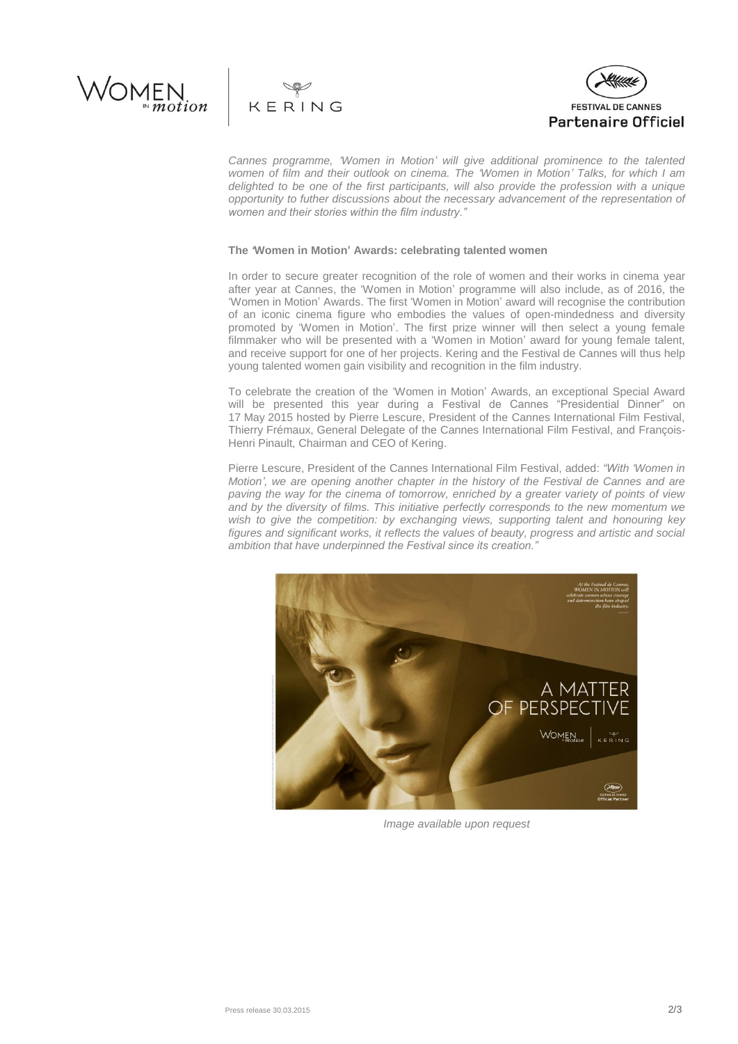*Cannes programme, 'Women in Motion' will give additional prominence to the talented women of film and their outlook on cinema. The 'Women in Motion' Talks, for which I am delighted to be one of the first participants, will also provide the profession with a unique opportunity to futher discussions about the necessary advancement of the representation of women and their stories within the film industry."*

**The 'Women in Motion' Awards: celebrating talented women**

In order to secure greater recognition of the role of women and their works in cinema year after year at Cannes, the 'Women in Motion' programme will also include, as of 2016, the 'Women in Motion' Awards. The first 'Women in Motion' award will recognise the contribution of an iconic cinema figure who embodies the values of open-mindedness and diversity promoted by 'Women in Motion'. The first prize winner will then select a young female filmmaker who will be presented with a 'Women in Motion' award for young female talent, and receive support for one of her projects. Kering and the Festival de Cannes will thus help young talented women gain visibility and recognition in the film industry.

To celebrate the creation of the 'Women in Motion' Awards, an exceptional Special Award will be presented this year during a Festival de Cannes "Presidential Dinner" on 17 May 2015 hosted by Pierre Lescure, President of the Cannes International Film Festival, Thierry Frémaux, General Delegate of the Cannes International Film Festival, and François-Henri Pinault, Chairman and CEO of Kering.

Pierre Lescure, President of the Cannes International Film Festival, added: *"With 'Women in Motion', we are opening another chapter in the history of the Festival de Cannes and are paving the way for the cinema of tomorrow, enriched by a greater variety of points of view and by the diversity of films. This initiative perfectly corresponds to the new momentum we wish to give the competition: by exchanging views, supporting talent and honouring key figures and significant works, it reflects the values of beauty, progress and artistic and social ambition that have underpinned the Festival since its creation."*

*Image available upon request*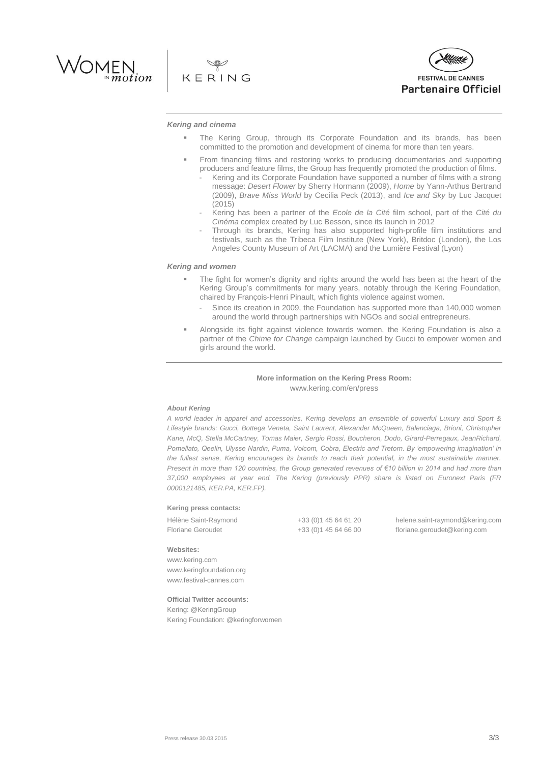### *Kering and cinema*

- The Kering Group, through its Corporate Foundation and its brands, has been committed to the promotion and development of cinema for more than ten years.
- From financing films and restoring works to producing documentaries and supporting producers and feature films, the Group has frequently promoted the production of films.
  - Kering and its Corporate Foundation have supported a number of films with a strong message: *Desert Flower* by Sherry Hormann (2009), *Home* by Yann-Arthus Bertrand (2009), *Brave Miss World* by Cecilia Peck (2013), and *Ice and Sky* by Luc Jacquet (2015)
  - Kering has been a partner of the *Ecole de la Cité* film school, part of the *Cité du Cinéma* complex created by Luc Besson, since its launch in 2012
  - Through its brands, Kering has also supported high-profile film institutions and festivals, such as the Tribeca Film Institute (New York), Britdoc (London), the Los Angeles County Museum of Art (LACMA) and the Lumière Festival (Lyon)

### *Kering and women*

- The fight for women's dignity and rights around the world has been at the heart of the Kering Group's commitments for many years, notably through the Kering Foundation, chaired by François-Henri Pinault, which fights violence against women.
  - Since its creation in 2009, the Foundation has supported more than 140,000 women around the world through partnerships with NGOs and social entrepreneurs.
- Alongside its fight against violence towards women, the Kering Foundation is also a partner of the *Chime for Change* campaign launched by Gucci to empower women and girls around the world.

---

**More information on the Kering Press Room:**
www.kering.com/en/press

***About Kering***

*A world leader in apparel and accessories, Kering develops an ensemble of powerful Luxury and Sport & Lifestyle brands: Gucci, Bottega Veneta, Saint Laurent, Alexander McQueen, Balenciaga, Brioni, Christopher Kane, McQ, Stella McCartney, Tomas Maier, Sergio Rossi, Boucheron, Dodo, Girard-Perregaux, JeanRichard, Pomellato, Qeelin, Ulysse Nardin, Puma, Volcom, Cobra, Electric and Tretorn. By 'empowering imagination' in the fullest sense, Kering encourages its brands to reach their potential, in the most sustainable manner. Present in more than 120 countries, the Group generated revenues of €10 billion in 2014 and had more than 37,000 employees at year end. The Kering (previously PPR) share is listed on Euronext Paris (FR 0000121485, KER.PA, KER.FP).*

**Kering press contacts:**

| | | |
|---|---|---|
| Hélène Saint-Raymond | +33 (0)1 45 64 61 20 | helene.saint-raymond@kering.com |
| Floriane Geroudet | +33 (0)1 45 64 66 00 | floriane.geroudet@kering.com |

**Websites:**
www.kering.com
www.keringfoundation.org
www.festival-cannes.com

**Official Twitter accounts:**
Kering: @KeringGroup
Kering Foundation: @keringforwomen

Press release 30.03.2015